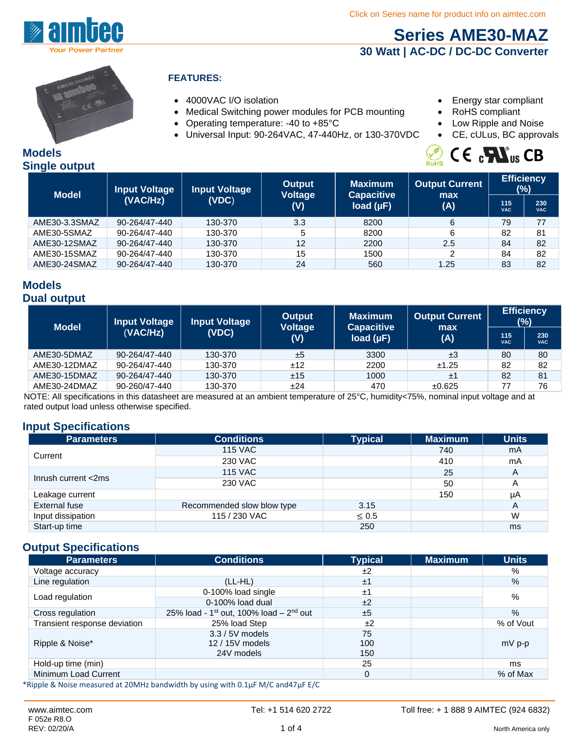Click on Series name for product info on aimtec.com

# Series AME30-MAZ

## 30 Watt | AC-DC / DC-DC Converter

**FEATURES:**

- 4000VAC I/O isolation
- Medical Switching power modules for PCB mounting
- Operating temperature: -40 to +85°C
- Universal Input: 90-264VAC, 47-440Hz, or 130-370VDC
- Energy star compliant
- RoHS compliant
- Low Ripple and Noise
- CE, cULus, BC approvals

## Models
## Single output

| Model | Input Voltage (VAC/Hz) | Input Voltage (VDC) | Output Voltage (V) | Maximum Capacitive load (µF) | Output Current max (A) | Efficiency (%) | |
|---|---|---|---|---|---|---|---|
| | | | | | | 115 VAC | 230 VAC |
| AME30-3.3SMAZ | 90-264/47-440 | 130-370 | 3.3 | 8200 | 6 | 79 | 77 |
| AME30-5SMAZ | 90-264/47-440 | 130-370 | 5 | 8200 | 6 | 82 | 81 |
| AME30-12SMAZ | 90-264/47-440 | 130-370 | 12 | 2200 | 2.5 | 84 | 82 |
| AME30-15SMAZ | 90-264/47-440 | 130-370 | 15 | 1500 | 2 | 84 | 82 |
| AME30-24SMAZ | 90-264/47-440 | 130-370 | 24 | 560 | 1.25 | 83 | 82 |

## Models
## Dual output

| Model | Input Voltage (VAC/Hz) | Input Voltage (VDC) | Output Voltage (V) | Maximum Capacitive load (µF) | Output Current max (A) | Efficiency (%) | |
|---|---|---|---|---|---|---|---|
| | | | | | | 115 VAC | 230 VAC |
| AME30-5DMAZ | 90-264/47-440 | 130-370 | ±5 | 3300 | ±3 | 80 | 80 |
| AME30-12DMAZ | 90-264/47-440 | 130-370 | ±12 | 2200 | ±1.25 | 82 | 82 |
| AME30-15DMAZ | 90-264/47-440 | 130-370 | ±15 | 1000 | ±1 | 82 | 81 |
| AME30-24DMAZ | 90-260/47-440 | 130-370 | ±24 | 470 | ±0.625 | 77 | 76 |

NOTE: All specifications in this datasheet are measured at an ambient temperature of 25°C, humidity<75%, nominal input voltage and at rated output load unless otherwise specified.

## Input Specifications

| Parameters | Conditions | Typical | Maximum | Units |
|---|---|---|---|---|
| Current | 115 VAC | | 740 | mA |
| | 230 VAC | | 410 | mA |
| Inrush current <2ms | 115 VAC | | 25 | A |
| | 230 VAC | | 50 | A |
| Leakage current | | | 150 | µA |
| External fuse | Recommended slow blow type | 3.15 | | A |
| Input dissipation | 115 / 230 VAC | ≤ 0.5 | | W |
| Start-up time | | 250 | | ms |

## Output Specifications

| Parameters | Conditions | Typical | Maximum | Units |
|---|---|---|---|---|
| Voltage accuracy | | ±2 | | % |
| Line regulation | (LL-HL) | ±1 | | % |
| Load regulation | 0-100% load single | ±1 | | % |
| | 0-100% load dual | ±2 | | |
| Cross regulation | 25% load - 1st out, 100% load – 2nd out | ±5 | | % |
| Transient response deviation | 25% load Step | ±2 | | % of Vout |
| Ripple & Noise* | 3.3 / 5V models<br>12 / 15V models<br>24V models | 75<br>100<br>150 | | mV p-p |
| Hold-up time (min) | | 25 | | ms |
| Minimum Load Current | | 0 | | % of Max |

*Ripple & Noise measured at 20MHz bandwidth by using with 0.1µF M/C and47µF E/C

www.aimtec.com | Tel: +1 514 620 2722 | Toll free: + 1 888 9 AIMTEC (924 6832) North America only

F 052e R8.O
REV: 02/20/A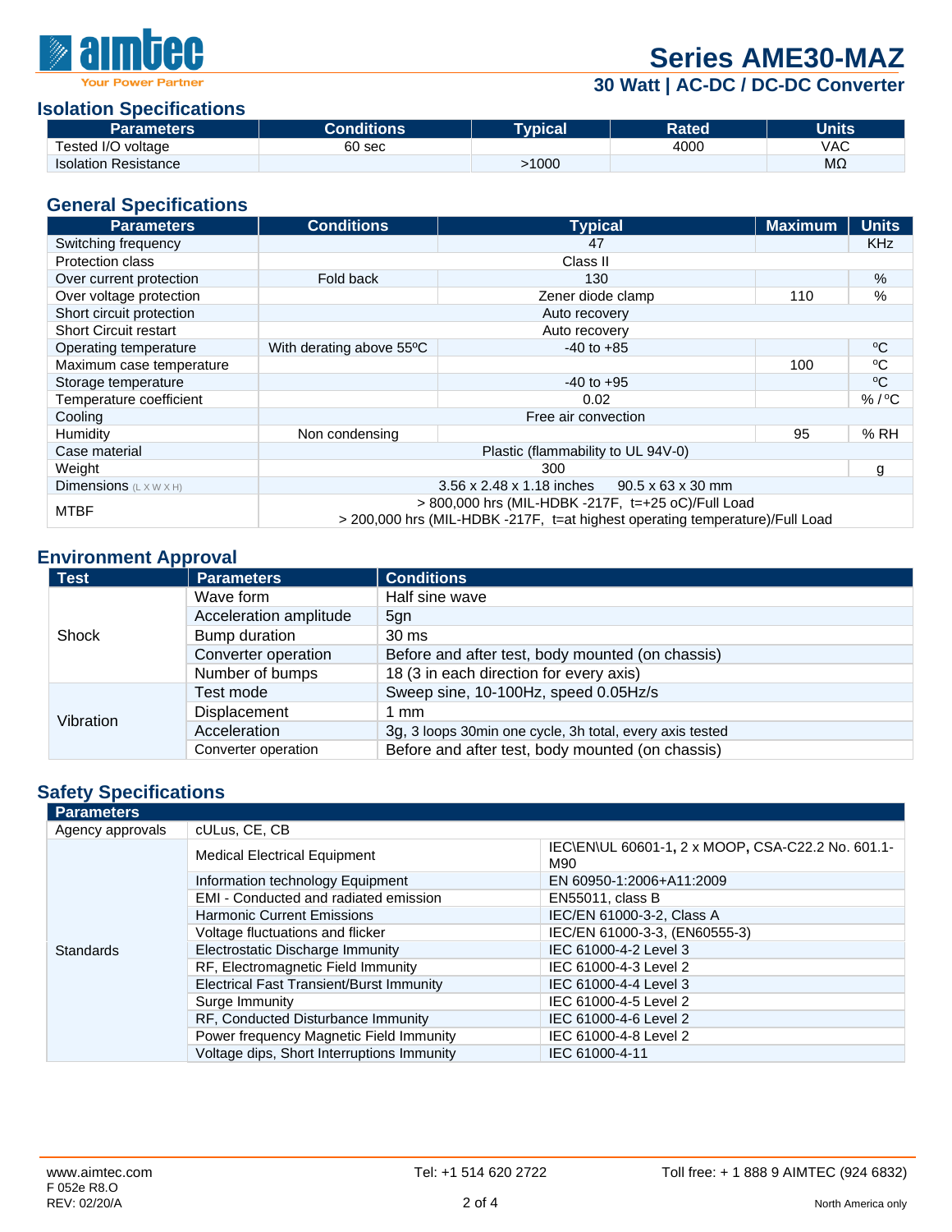## Isolation Specifications

| Parameters | Conditions | Typical | Rated | Units |
|---|---|---|---|---|
| Tested I/O voltage | 60 sec | | 4000 | VAC |
| Isolation Resistance | | >1000 | | MΩ |

## General Specifications

| Parameters | Conditions | Typical | Maximum | Units |
|---|---|---|---|---|
| Switching frequency | | 47 | | KHz |
| Protection class | Class II | | | |
| Over current protection | Fold back | 130 | | % |
| Over voltage protection | | Zener diode clamp | 110 | % |
| Short circuit protection | Auto recovery | | | |
| Short Circuit restart | Auto recovery | | | |
| Operating temperature | With derating above 55ºC | -40 to +85 | | ºC |
| Maximum case temperature | | | 100 | ºC |
| Storage temperature | | -40 to +95 | | ºC |
| Temperature coefficient | | 0.02 | | % / ºC |
| Cooling | Free air convection | | | |
| Humidity | Non condensing | | 95 | % RH |
| Case material | Plastic (flammability to UL 94V-0) | | | |
| Weight | 300 | | | g |
| Dimensions (L X W X H) | 3.56 x 2.48 x 1.18 inches 90.5 x 63 x 30 mm | | | |
| MTBF | > 800,000 hrs (MIL-HDBK -217F, t=+25 oC)/Full Load<br>> 200,000 hrs (MIL-HDBK -217F, t=at highest operating temperature)/Full Load | | | |

## Environment Approval

| Test | Parameters | Conditions |
|---|---|---|
| Shock | Wave form | Half sine wave |
| | Acceleration amplitude | 5gn |
| | Bump duration | 30 ms |
| | Converter operation | Before and after test, body mounted (on chassis) |
| | Number of bumps | 18 (3 in each direction for every axis) |
| Vibration | Test mode | Sweep sine, 10-100Hz, speed 0.05Hz/s |
| | Displacement | 1 mm |
| | Acceleration | 3g, 3 loops 30min one cycle, 3h total, every axis tested |
| | Converter operation | Before and after test, body mounted (on chassis) |

## Safety Specifications

| Parameters | | |
|---|---|---|
| Agency approvals | cULus, CE, CB | |
| Standards | Medical Electrical Equipment | IEC\EN\UL 60601-1, 2 x MOOP, CSA-C22.2 No. 601.1-M90 |
| | Information technology Equipment | EN 60950-1:2006+A11:2009 |
| | EMI - Conducted and radiated emission | EN55011, class B |
| | Harmonic Current Emissions | IEC/EN 61000-3-2, Class A |
| | Voltage fluctuations and flicker | IEC/EN 61000-3-3, (EN60555-3) |
| | Electrostatic Discharge Immunity | IEC 61000-4-2 Level 3 |
| | RF, Electromagnetic Field Immunity | IEC 61000-4-3 Level 2 |
| | Electrical Fast Transient/Burst Immunity | IEC 61000-4-4 Level 3 |
| | Surge Immunity | IEC 61000-4-5 Level 2 |
| | RF, Conducted Disturbance Immunity | IEC 61000-4-6 Level 2 |
| | Power frequency Magnetic Field Immunity | IEC 61000-4-8 Level 2 |
| | Voltage dips, Short Interruptions Immunity | IEC 61000-4-11 |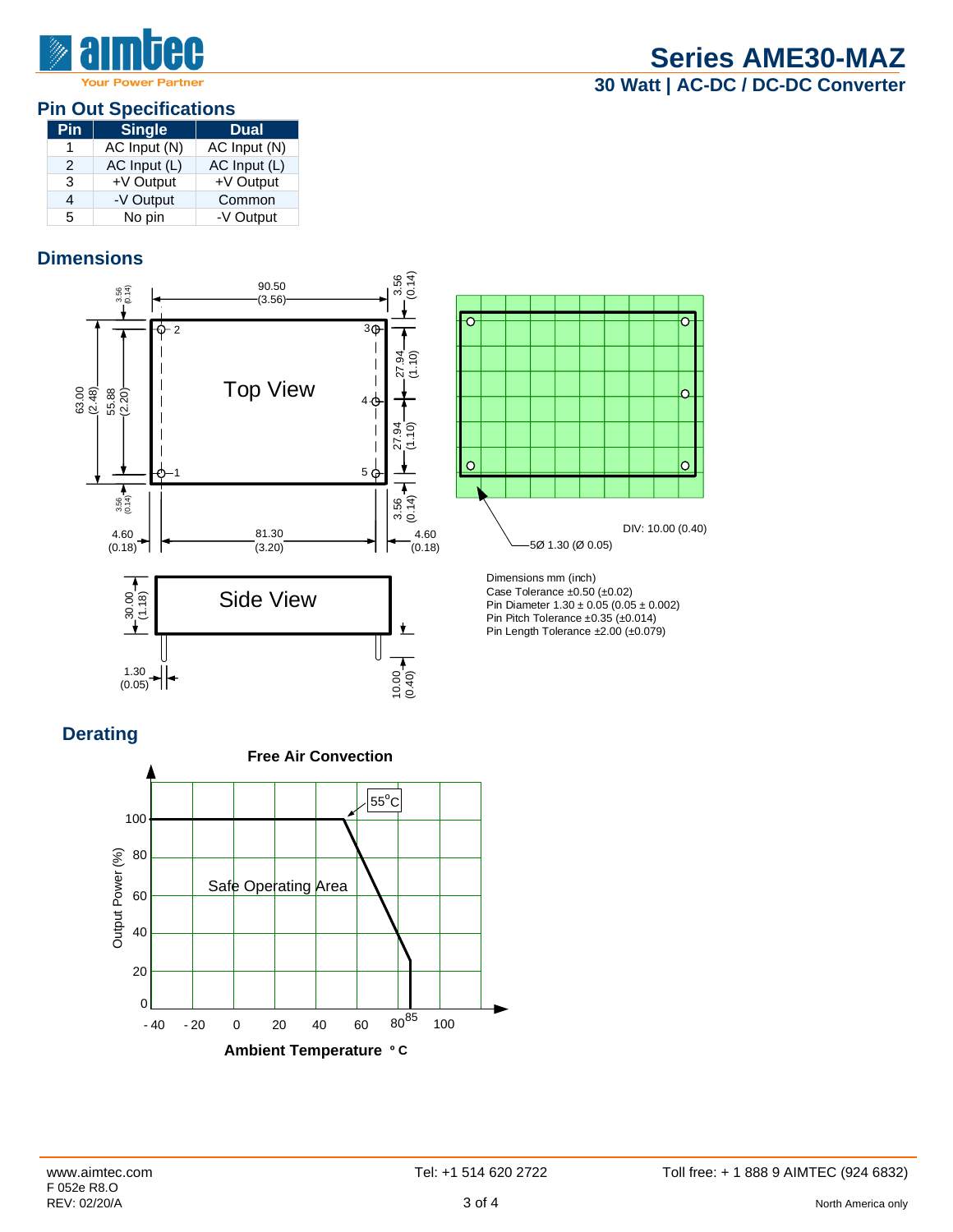# Series AME30-MAZ

## 30 Watt | AC-DC / DC-DC Converter

## Pin Out Specifications

| Pin | Single | Dual |
|---|---|---|
| 1 | AC Input (N) | AC Input (N) |
| 2 | AC Input (L) | AC Input (L) |
| 3 | +V Output | +V Output |
| 4 | -V Output | Common |
| 5 | No pin | -V Output |

## Dimensions

Dimensions mm (inch)
Case Tolerance ±0.50 (±0.02)
Pin Diameter 1.30 ± 0.05 (0.05 ± 0.002)
Pin Pitch Tolerance ±0.35 (±0.014)
Pin Length Tolerance ±2.00 (±0.079)

DIV: 10.00 (0.40)

5Ø 1.30 (Ø 0.05)

## Derating

Free Air Convection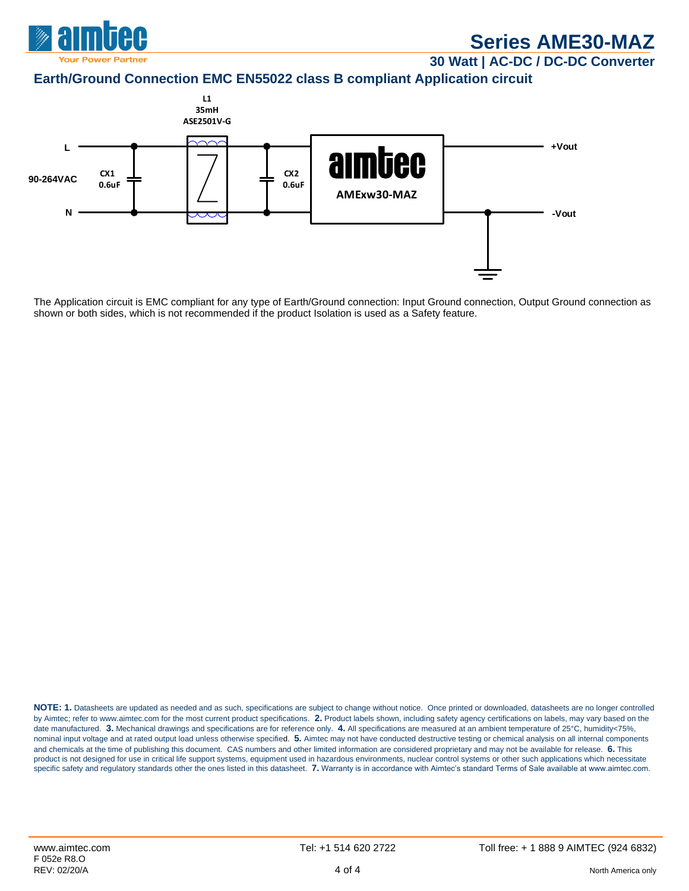## Earth/Ground Connection EMC EN55022 class B compliant Application circuit

L1
35mH
ASE2501V-G

L

90-264VAC

N

CX1
0.6uF

CX2
0.6uF

aimtec
AMExw30-MAZ

+Vout

-Vout

The Application circuit is EMC compliant for any type of Earth/Ground connection: Input Ground connection, Output Ground connection as shown or both sides, which is not recommended if the product Isolation is used as a Safety feature.

**NOTE: 1.** Datasheets are updated as needed and as such, specifications are subject to change without notice. Once printed or downloaded, datasheets are no longer controlled by Aimtec; refer to www.aimtec.com for the most current product specifications. **2.** Product labels shown, including safety agency certifications on labels, may vary based on the date manufactured. **3.** Mechanical drawings and specifications are for reference only. **4.** All specifications are measured at an ambient temperature of 25°C, humidity<75%, nominal input voltage and at rated output load unless otherwise specified. **5.** Aimtec may not have conducted destructive testing or chemical analysis on all internal components and chemicals at the time of publishing this document. CAS numbers and other limited information are considered proprietary and may not be available for release. **6.** This product is not designed for use in critical life support systems, equipment used in hazardous environments, nuclear control systems or other such applications which necessitate specific safety and regulatory standards other the ones listed in this datasheet. **7.** Warranty is in accordance with Aimtec's standard Terms of Sale available at www.aimtec.com.